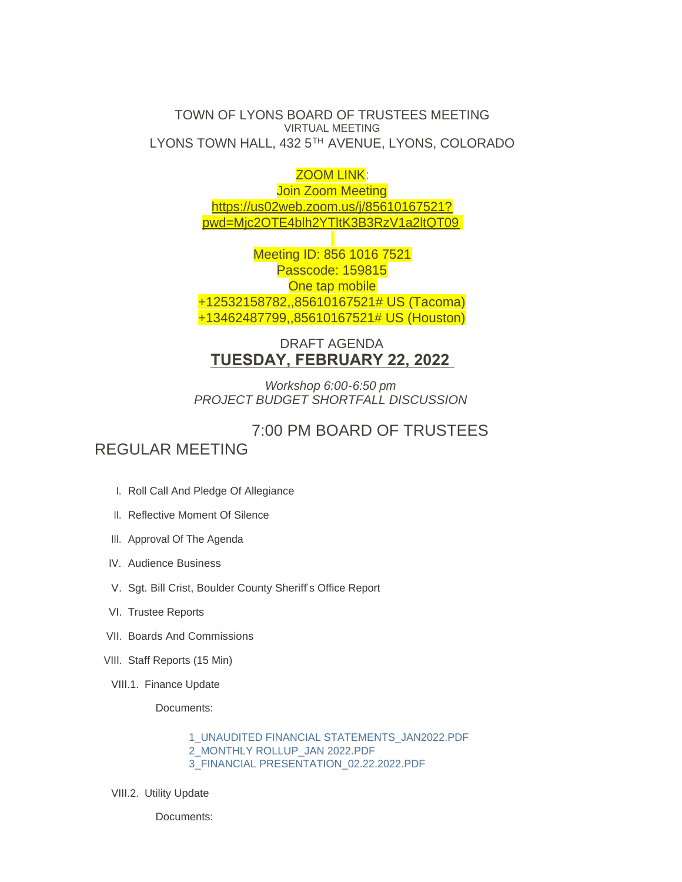TOWN OF LYONS BOARD OF TRUSTEES MEETING
VIRTUAL MEETING
LYONS TOWN HALL, 432 5TH AVENUE, LYONS, COLORADO

ZOOM LINK:
Join Zoom Meeting
https://us02web.zoom.us/j/85610167521?pwd=Mjc2OTE4blh2YTltK3B3RzV1a2ltQT09

Meeting ID: 856 1016 7521
Passcode: 159815
One tap mobile
+12532158782,,85610167521# US (Tacoma)
+13462487799,,85610167521# US (Houston)

DRAFT AGENDA
**TUESDAY, FEBRUARY 22, 2022**

*Workshop 6:00-6:50 pm*
*PROJECT BUDGET SHORTFALL DISCUSSION*

## 7:00 PM BOARD OF TRUSTEES REGULAR MEETING

I. Roll Call And Pledge Of Allegiance

II. Reflective Moment Of Silence

III. Approval Of The Agenda

IV. Audience Business

V. Sgt. Bill Crist, Boulder County Sheriff's Office Report

VI. Trustee Reports

VII. Boards And Commissions

VIII. Staff Reports (15 Min)

VIII.1. Finance Update

Documents:

1_UNAUDITED FINANCIAL STATEMENTS_JAN2022.PDF
2_MONTHLY ROLLUP_JAN 2022.PDF
3_FINANCIAL PRESENTATION_02.22.2022.PDF

VIII.2. Utility Update

Documents: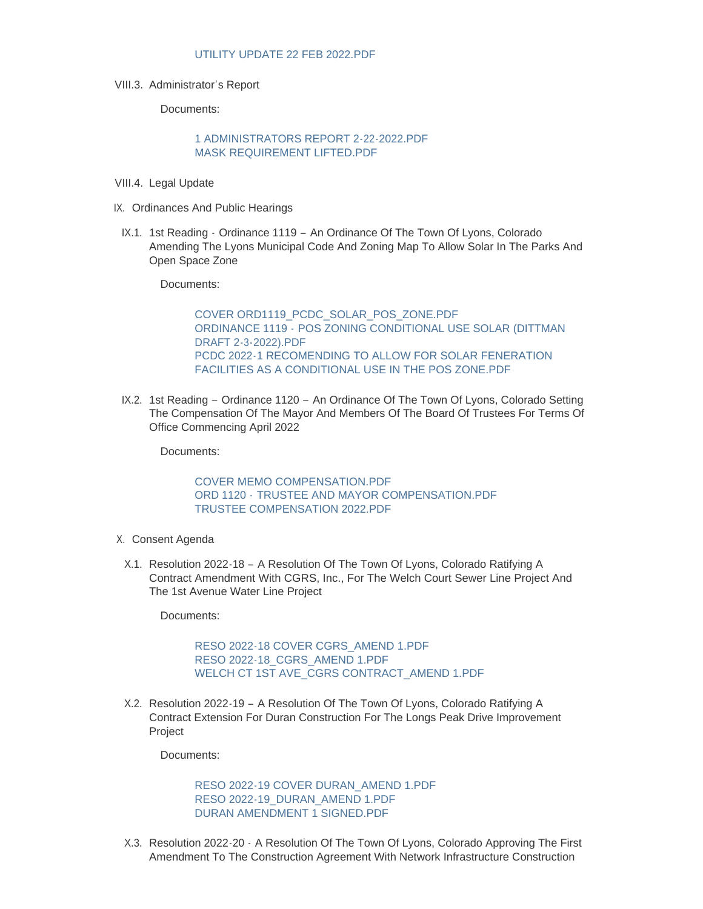UTILITY UPDATE 22 FEB 2022.PDF

VIII.3. Administrator's Report

Documents:

1 ADMINISTRATORS REPORT 2-22-2022.PDF
MASK REQUIREMENT LIFTED.PDF

VIII.4. Legal Update

IX. Ordinances And Public Hearings

IX.1. 1st Reading - Ordinance 1119 – An Ordinance Of The Town Of Lyons, Colorado Amending The Lyons Municipal Code And Zoning Map To Allow Solar In The Parks And Open Space Zone

Documents:

COVER ORD1119_PCDC_SOLAR_POS_ZONE.PDF
ORDINANCE 1119 - POS ZONING CONDITIONAL USE SOLAR (DITTMAN DRAFT 2-3-2022).PDF
PCDC 2022-1 RECOMENDING TO ALLOW FOR SOLAR FENERATION FACILITIES AS A CONDITIONAL USE IN THE POS ZONE.PDF

IX.2. 1st Reading – Ordinance 1120 – An Ordinance Of The Town Of Lyons, Colorado Setting The Compensation Of The Mayor And Members Of The Board Of Trustees For Terms Of Office Commencing April 2022

Documents:

COVER MEMO COMPENSATION.PDF
ORD 1120 - TRUSTEE AND MAYOR COMPENSATION.PDF
TRUSTEE COMPENSATION 2022.PDF

X. Consent Agenda

X.1. Resolution 2022-18 – A Resolution Of The Town Of Lyons, Colorado Ratifying A Contract Amendment With CGRS, Inc., For The Welch Court Sewer Line Project And The 1st Avenue Water Line Project

Documents:

RESO 2022-18 COVER CGRS_AMEND 1.PDF
RESO 2022-18_CGRS_AMEND 1.PDF
WELCH CT 1ST AVE_CGRS CONTRACT_AMEND 1.PDF

X.2. Resolution 2022-19 – A Resolution Of The Town Of Lyons, Colorado Ratifying A Contract Extension For Duran Construction For The Longs Peak Drive Improvement Project

Documents:

RESO 2022-19 COVER DURAN_AMEND 1.PDF
RESO 2022-19_DURAN_AMEND 1.PDF
DURAN AMENDMENT 1 SIGNED.PDF

X.3. Resolution 2022-20 - A Resolution Of The Town Of Lyons, Colorado Approving The First Amendment To The Construction Agreement With Network Infrastructure Construction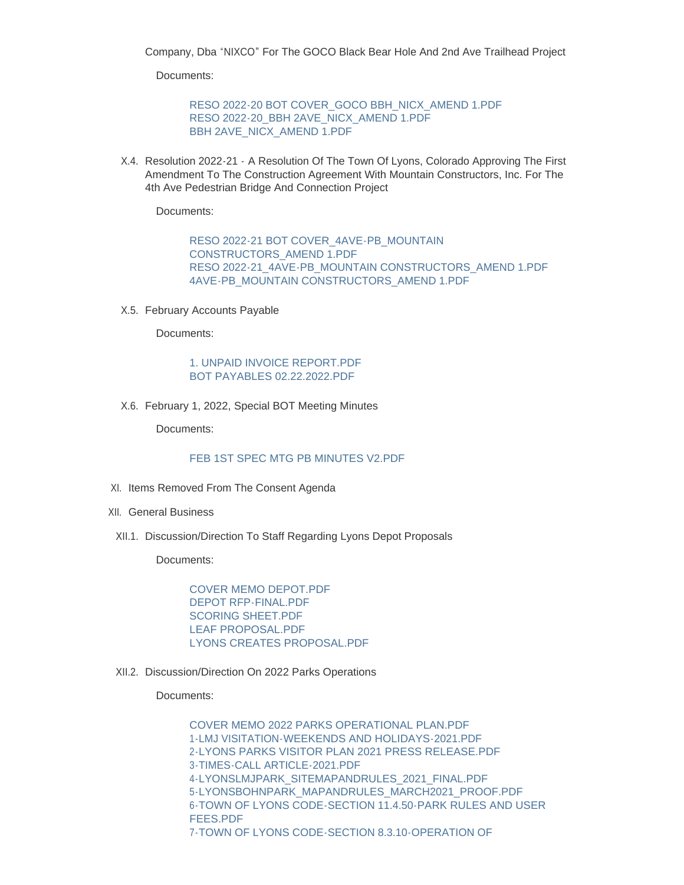Company, Dba "NIXCO" For The GOCO Black Bear Hole And 2nd Ave Trailhead Project

Documents:

- RESO 2022-20 BOT COVER_GOCO BBH_NICX_AMEND 1.PDF
- RESO 2022-20_BBH 2AVE_NICX_AMEND 1.PDF
- BBH 2AVE_NICX_AMEND 1.PDF

X.4. Resolution 2022-21 - A Resolution Of The Town Of Lyons, Colorado Approving The First Amendment To The Construction Agreement With Mountain Constructors, Inc. For The 4th Ave Pedestrian Bridge And Connection Project

Documents:

- RESO 2022-21 BOT COVER_4AVE-PB_MOUNTAIN CONSTRUCTORS_AMEND 1.PDF
- RESO 2022-21_4AVE-PB_MOUNTAIN CONSTRUCTORS_AMEND 1.PDF
- 4AVE-PB_MOUNTAIN CONSTRUCTORS_AMEND 1.PDF

X.5. February Accounts Payable

Documents:

- 1. UNPAID INVOICE REPORT.PDF
- BOT PAYABLES 02.22.2022.PDF

X.6. February 1, 2022, Special BOT Meeting Minutes

Documents:

- FEB 1ST SPEC MTG PB MINUTES V2.PDF

XI. Items Removed From The Consent Agenda

XII. General Business

XII.1. Discussion/Direction To Staff Regarding Lyons Depot Proposals

Documents:

- COVER MEMO DEPOT.PDF
- DEPOT RFP-FINAL.PDF
- SCORING SHEET.PDF
- LEAF PROPOSAL.PDF
- LYONS CREATES PROPOSAL.PDF

XII.2. Discussion/Direction On 2022 Parks Operations

Documents:

- COVER MEMO 2022 PARKS OPERATIONAL PLAN.PDF
- 1-LMJ VISITATION-WEEKENDS AND HOLIDAYS-2021.PDF
- 2-LYONS PARKS VISITOR PLAN 2021 PRESS RELEASE.PDF
- 3-TIMES-CALL ARTICLE-2021.PDF
- 4-LYONSLMJPARK_SITEMAPANDRULES_2021_FINAL.PDF
- 5-LYONSBOHNPARK_MAPANDRULES_MARCH2021_PROOF.PDF
- 6-TOWN OF LYONS CODE-SECTION 11.4.50-PARK RULES AND USER FEES.PDF
- 7-TOWN OF LYONS CODE-SECTION 8.3.10-OPERATION OF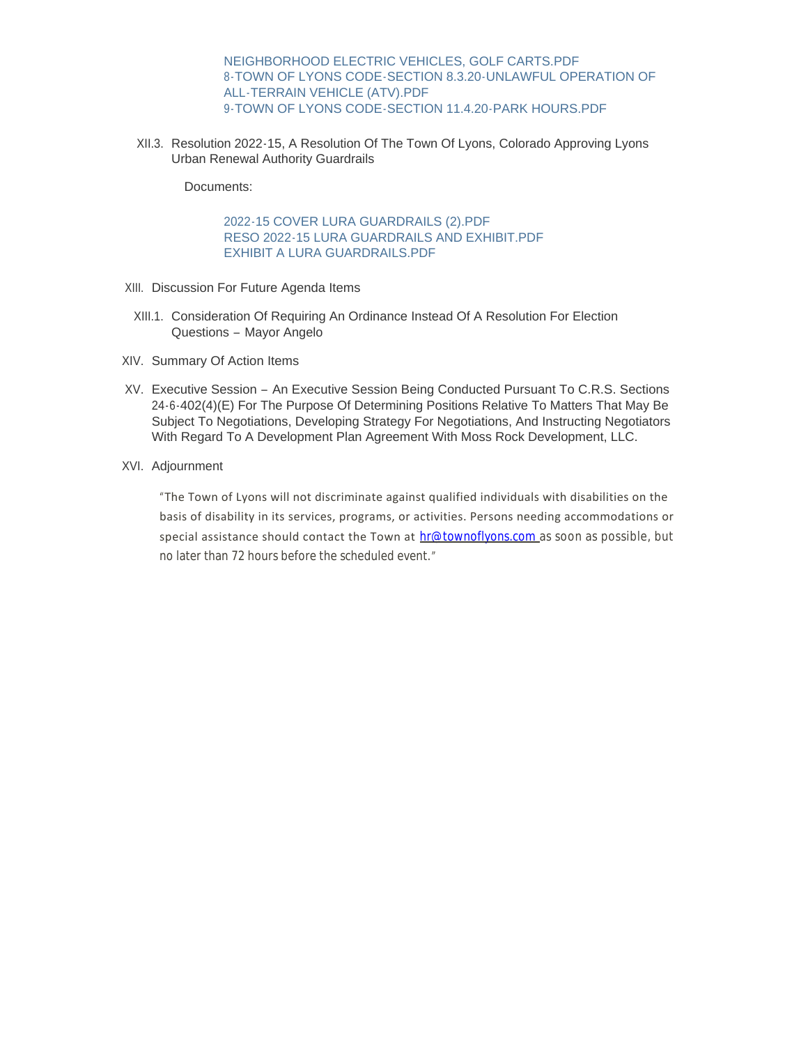NEIGHBORHOOD ELECTRIC VEHICLES, GOLF CARTS.PDF
8-TOWN OF LYONS CODE-SECTION 8.3.20-UNLAWFUL OPERATION OF ALL-TERRAIN VEHICLE (ATV).PDF
9-TOWN OF LYONS CODE-SECTION 11.4.20-PARK HOURS.PDF

XII.3. Resolution 2022-15, A Resolution Of The Town Of Lyons, Colorado Approving Lyons Urban Renewal Authority Guardrails

Documents:

2022-15 COVER LURA GUARDRAILS (2).PDF
RESO 2022-15 LURA GUARDRAILS AND EXHIBIT.PDF
EXHIBIT A LURA GUARDRAILS.PDF

XIII. Discussion For Future Agenda Items

XIII.1. Consideration Of Requiring An Ordinance Instead Of A Resolution For Election Questions – Mayor Angelo

XIV. Summary Of Action Items

XV. Executive Session – An Executive Session Being Conducted Pursuant To C.R.S. Sections 24-6-402(4)(E) For The Purpose Of Determining Positions Relative To Matters That May Be Subject To Negotiations, Developing Strategy For Negotiations, And Instructing Negotiators With Regard To A Development Plan Agreement With Moss Rock Development, LLC.

XVI. Adjournment

"The Town of Lyons will not discriminate against qualified individuals with disabilities on the basis of disability in its services, programs, or activities. Persons needing accommodations or special assistance should contact the Town at hr@townoflyons.com as soon as possible, but no later than 72 hours before the scheduled event."